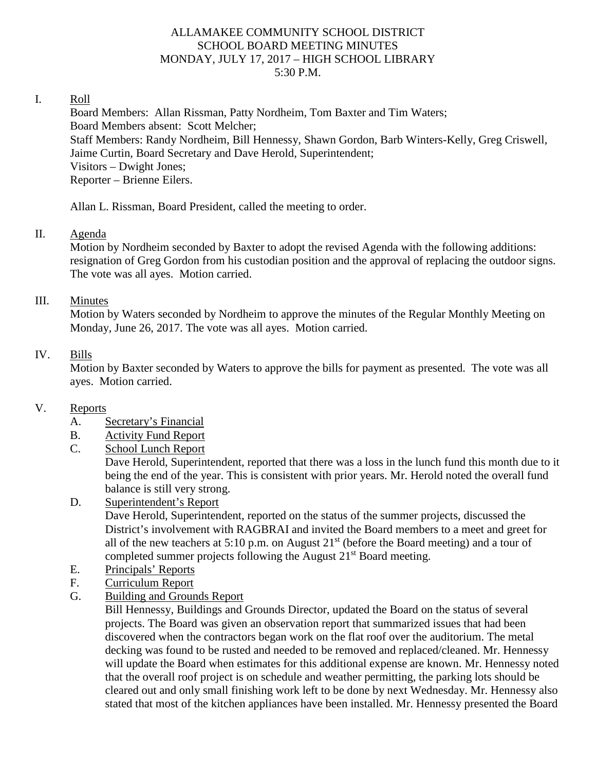# ALLAMAKEE COMMUNITY SCHOOL DISTRICT
## SCHOOL BOARD MEETING MINUTES
### MONDAY, JULY 17, 2017 – HIGH SCHOOL LIBRARY
### 5:30 P.M.

I. Roll

Board Members: Allan Rissman, Patty Nordheim, Tom Baxter and Tim Waters;
Board Members absent: Scott Melcher;
Staff Members: Randy Nordheim, Bill Hennessy, Shawn Gordon, Barb Winters-Kelly, Greg Criswell, Jaime Curtin, Board Secretary and Dave Herold, Superintendent;
Visitors – Dwight Jones;
Reporter – Brienne Eilers.

Allan L. Rissman, Board President, called the meeting to order.

II. Agenda

Motion by Nordheim seconded by Baxter to adopt the revised Agenda with the following additions: resignation of Greg Gordon from his custodian position and the approval of replacing the outdoor signs. The vote was all ayes. Motion carried.

III. Minutes

Motion by Waters seconded by Nordheim to approve the minutes of the Regular Monthly Meeting on Monday, June 26, 2017. The vote was all ayes. Motion carried.

IV. Bills

Motion by Baxter seconded by Waters to approve the bills for payment as presented. The vote was all ayes. Motion carried.

V. Reports

A. Secretary's Financial

B. Activity Fund Report

C. School Lunch Report

Dave Herold, Superintendent, reported that there was a loss in the lunch fund this month due to it being the end of the year. This is consistent with prior years. Mr. Herold noted the overall fund balance is still very strong.

D. Superintendent's Report

Dave Herold, Superintendent, reported on the status of the summer projects, discussed the District's involvement with RAGBRAI and invited the Board members to a meet and greet for all of the new teachers at 5:10 p.m. on August 21st (before the Board meeting) and a tour of completed summer projects following the August 21st Board meeting.

E. Principals' Reports

F. Curriculum Report

G. Building and Grounds Report

Bill Hennessy, Buildings and Grounds Director, updated the Board on the status of several projects. The Board was given an observation report that summarized issues that had been discovered when the contractors began work on the flat roof over the auditorium. The metal decking was found to be rusted and needed to be removed and replaced/cleaned. Mr. Hennessy will update the Board when estimates for this additional expense are known. Mr. Hennessy noted that the overall roof project is on schedule and weather permitting, the parking lots should be cleared out and only small finishing work left to be done by next Wednesday. Mr. Hennessy also stated that most of the kitchen appliances have been installed. Mr. Hennessy presented the Board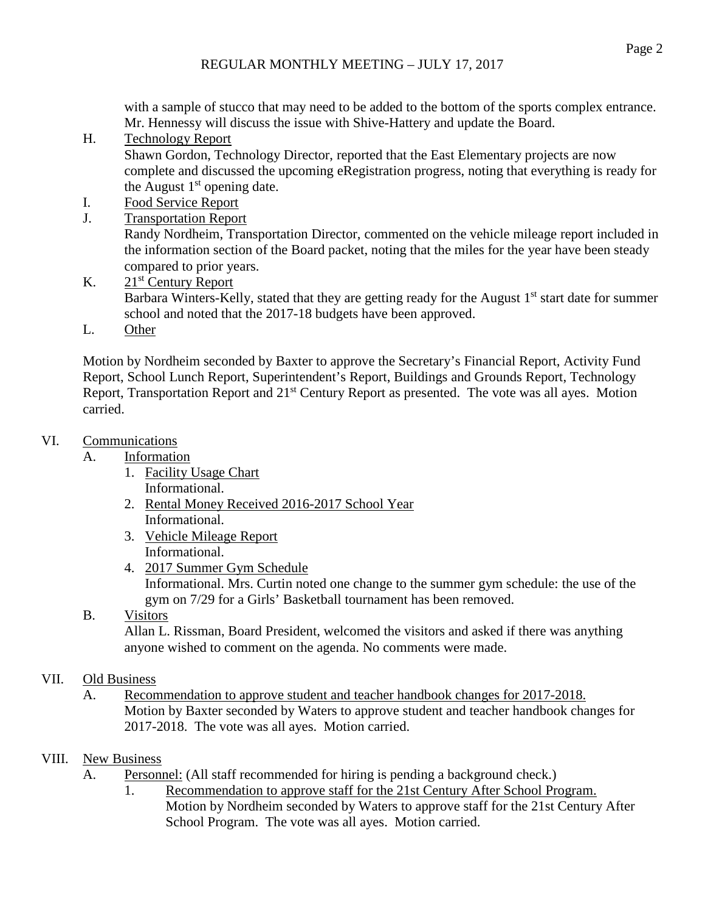with a sample of stucco that may need to be added to the bottom of the sports complex entrance. Mr. Hennessy will discuss the issue with Shive-Hattery and update the Board.

H. Technology Report
Shawn Gordon, Technology Director, reported that the East Elementary projects are now complete and discussed the upcoming eRegistration progress, noting that everything is ready for the August 1st opening date.

I. Food Service Report

J. Transportation Report
Randy Nordheim, Transportation Director, commented on the vehicle mileage report included in the information section of the Board packet, noting that the miles for the year have been steady compared to prior years.

K. 21st Century Report
Barbara Winters-Kelly, stated that they are getting ready for the August 1st start date for summer school and noted that the 2017-18 budgets have been approved.

L. Other

Motion by Nordheim seconded by Baxter to approve the Secretary's Financial Report, Activity Fund Report, School Lunch Report, Superintendent's Report, Buildings and Grounds Report, Technology Report, Transportation Report and 21st Century Report as presented. The vote was all ayes. Motion carried.

VI. Communications

A. Information

1. Facility Usage Chart
Informational.
2. Rental Money Received 2016-2017 School Year
Informational.
3. Vehicle Mileage Report
Informational.
4. 2017 Summer Gym Schedule
Informational. Mrs. Curtin noted one change to the summer gym schedule: the use of the gym on 7/29 for a Girls' Basketball tournament has been removed.

B. Visitors
Allan L. Rissman, Board President, welcomed the visitors and asked if there was anything anyone wished to comment on the agenda. No comments were made.

VII. Old Business

A. Recommendation to approve student and teacher handbook changes for 2017-2018.
Motion by Baxter seconded by Waters to approve student and teacher handbook changes for 2017-2018. The vote was all ayes. Motion carried.

VIII. New Business

A. Personnel: (All staff recommended for hiring is pending a background check.)

1. Recommendation to approve staff for the 21st Century After School Program.
Motion by Nordheim seconded by Waters to approve staff for the 21st Century After School Program. The vote was all ayes. Motion carried.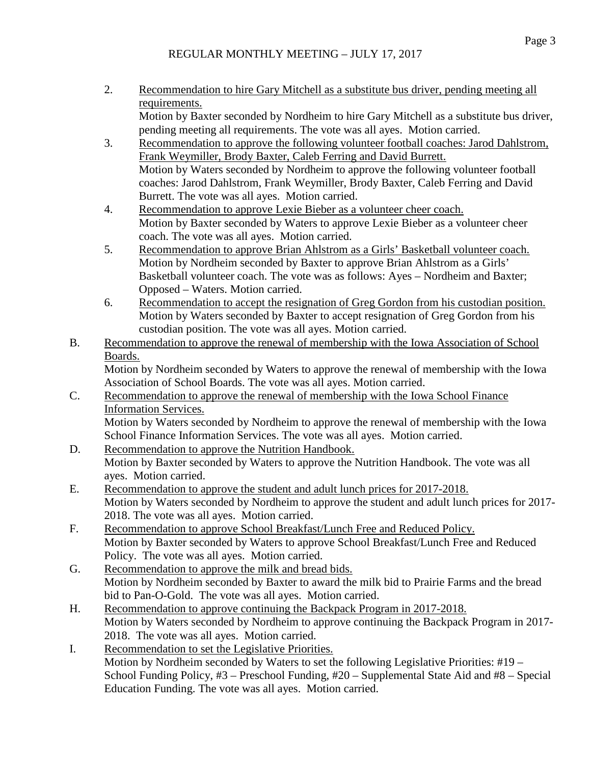2. <u>Recommendation to hire Gary Mitchell as a substitute bus driver, pending meeting all requirements.</u>
   Motion by Baxter seconded by Nordheim to hire Gary Mitchell as a substitute bus driver, pending meeting all requirements. The vote was all ayes. Motion carried.
3. <u>Recommendation to approve the following volunteer football coaches: Jarod Dahlstrom, Frank Weymiller, Brody Baxter, Caleb Ferring and David Burrett.</u>
   Motion by Waters seconded by Nordheim to approve the following volunteer football coaches: Jarod Dahlstrom, Frank Weymiller, Brody Baxter, Caleb Ferring and David Burrett. The vote was all ayes. Motion carried.
4. <u>Recommendation to approve Lexie Bieber as a volunteer cheer coach.</u>
   Motion by Baxter seconded by Waters to approve Lexie Bieber as a volunteer cheer coach. The vote was all ayes. Motion carried.
5. <u>Recommendation to approve Brian Ahlstrom as a Girls' Basketball volunteer coach.</u>
   Motion by Nordheim seconded by Baxter to approve Brian Ahlstrom as a Girls' Basketball volunteer coach. The vote was as follows: Ayes – Nordheim and Baxter; Opposed – Waters. Motion carried.
6. <u>Recommendation to accept the resignation of Greg Gordon from his custodian position.</u>
   Motion by Waters seconded by Baxter to accept resignation of Greg Gordon from his custodian position. The vote was all ayes. Motion carried.

B. <u>Recommendation to approve the renewal of membership with the Iowa Association of School Boards.</u>
   Motion by Nordheim seconded by Waters to approve the renewal of membership with the Iowa Association of School Boards. The vote was all ayes. Motion carried.

C. <u>Recommendation to approve the renewal of membership with the Iowa School Finance Information Services.</u>
   Motion by Waters seconded by Nordheim to approve the renewal of membership with the Iowa School Finance Information Services. The vote was all ayes. Motion carried.

D. <u>Recommendation to approve the Nutrition Handbook.</u>
   Motion by Baxter seconded by Waters to approve the Nutrition Handbook. The vote was all ayes. Motion carried.

E. <u>Recommendation to approve the student and adult lunch prices for 2017-2018.</u>
   Motion by Waters seconded by Nordheim to approve the student and adult lunch prices for 2017-2018. The vote was all ayes. Motion carried.

F. <u>Recommendation to approve School Breakfast/Lunch Free and Reduced Policy.</u>
   Motion by Baxter seconded by Waters to approve School Breakfast/Lunch Free and Reduced Policy. The vote was all ayes. Motion carried.

G. <u>Recommendation to approve the milk and bread bids.</u>
   Motion by Nordheim seconded by Baxter to award the milk bid to Prairie Farms and the bread bid to Pan-O-Gold. The vote was all ayes. Motion carried.

H. <u>Recommendation to approve continuing the Backpack Program in 2017-2018.</u>
   Motion by Waters seconded by Nordheim to approve continuing the Backpack Program in 2017-2018. The vote was all ayes. Motion carried.

I. <u>Recommendation to set the Legislative Priorities.</u>
   Motion by Nordheim seconded by Waters to set the following Legislative Priorities: #19 – School Funding Policy, #3 – Preschool Funding, #20 – Supplemental State Aid and #8 – Special Education Funding. The vote was all ayes. Motion carried.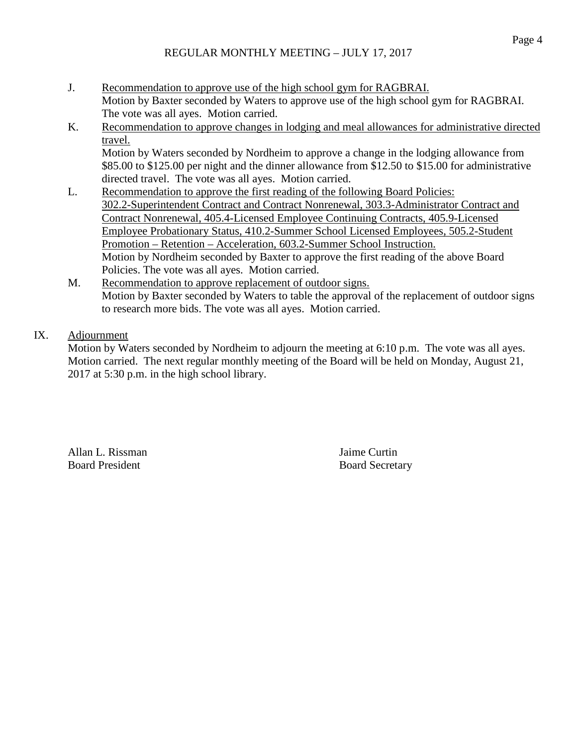J. Recommendation to approve use of the high school gym for RAGBRAI.
   Motion by Baxter seconded by Waters to approve use of the high school gym for RAGBRAI. The vote was all ayes. Motion carried.

K. Recommendation to approve changes in lodging and meal allowances for administrative directed travel.
   Motion by Waters seconded by Nordheim to approve a change in the lodging allowance from \$85.00 to \$125.00 per night and the dinner allowance from \$12.50 to \$15.00 for administrative directed travel. The vote was all ayes. Motion carried.

L. Recommendation to approve the first reading of the following Board Policies: 302.2-Superintendent Contract and Contract Nonrenewal, 303.3-Administrator Contract and Contract Nonrenewal, 405.4-Licensed Employee Continuing Contracts, 405.9-Licensed Employee Probationary Status, 410.2-Summer School Licensed Employees, 505.2-Student Promotion – Retention – Acceleration, 603.2-Summer School Instruction.
   Motion by Nordheim seconded by Baxter to approve the first reading of the above Board Policies. The vote was all ayes. Motion carried.

M. Recommendation to approve replacement of outdoor signs.
   Motion by Baxter seconded by Waters to table the approval of the replacement of outdoor signs to research more bids. The vote was all ayes. Motion carried.

IX. Adjournment

Motion by Waters seconded by Nordheim to adjourn the meeting at 6:10 p.m. The vote was all ayes. Motion carried. The next regular monthly meeting of the Board will be held on Monday, August 21, 2017 at 5:30 p.m. in the high school library.

Allan L. Rissman
Board President

Jaime Curtin
Board Secretary